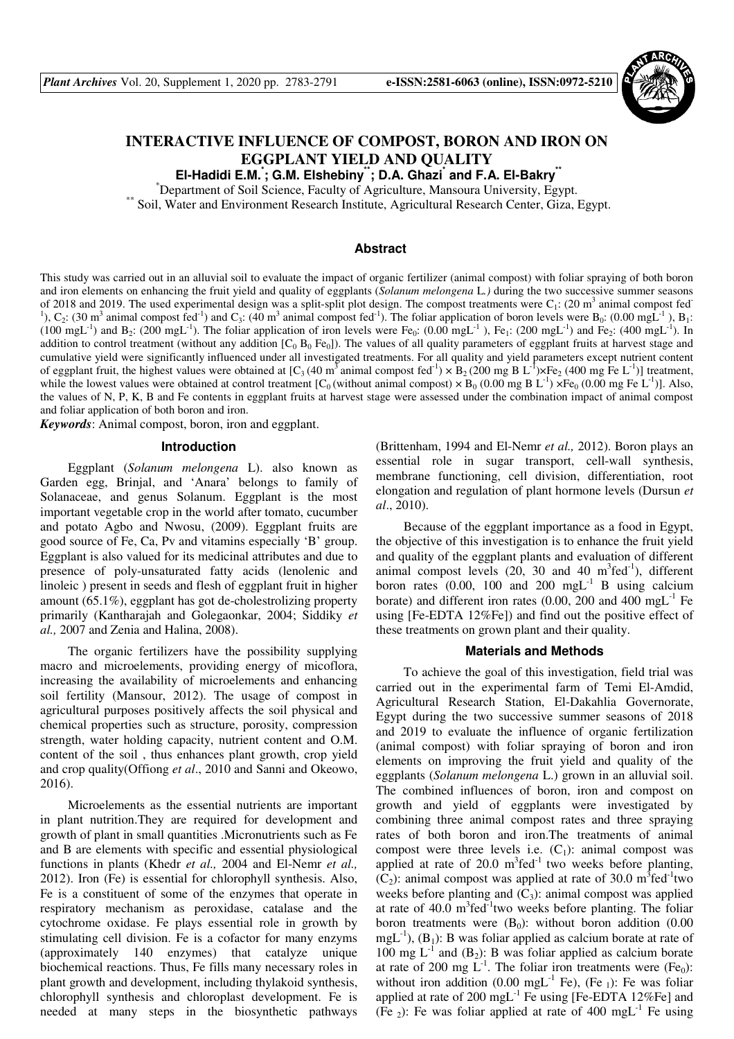# INTERACTIVE INFLUENCE OF COMPOST, BORON AND IRON ON EGGPLANT YIELD AND QUALITY

**El-Hadidi E.M.[*]; G.M. Elshebiny[**]; D.A. Ghazi[*] and F.A. El-Bakry[**]**

[*]Department of Soil Science, Faculty of Agriculture, Mansoura University, Egypt.
[**] Soil, Water and Environment Research Institute, Agricultural Research Center, Giza, Egypt.

## Abstract

This study was carried out in an alluvial soil to evaluate the impact of organic fertilizer (animal compost) with foliar spraying of both boron and iron elements on enhancing the fruit yield and quality of eggplants (*Solanum melongena* L.) during the two successive summer seasons of 2018 and 2019. The used experimental design was a split-split plot design. The compost treatments were $C_1$: (20 $m^3$ animal compost $fed^{-1}$), $C_2$: (30 $m^3$ animal compost $fed^{-1}$) and $C_3$: (40 $m^3$ animal compost $fed^{-1}$). The foliar application of boron levels were $B_0$: (0.00 $mgL^{-1}$ ), $B_1$: (100 $mgL^{-1}$) and $B_2$: (200 $mgL^{-1}$). The foliar application of iron levels were $Fe_0$: (0.00 $mgL^{-1}$ ), $Fe_1$: (200 $mgL^{-1}$) and $Fe_2$: (400 $mgL^{-1}$). In addition to control treatment (without any addition [$C_0$ $B_0$ $Fe_0$]). The values of all quality parameters of eggplant fruits at harvest stage and cumulative yield were significantly influenced under all investigated treatments. For all quality and yield parameters except nutrient content of eggplant fruit, the highest values were obtained at [$C_3$ (40 $m^3$ animal compost $fed^{-1}$) × $B_2$ (200 mg B $L^{-1}$)×$Fe_2$ (400 mg Fe $L^{-1}$)] treatment, while the lowest values were obtained at control treatment [$C_0$ (without animal compost) × $B_0$ (0.00 mg B $L^{-1}$) ×$Fe_0$ (0.00 mg Fe $L^{-1}$)]. Also, the values of N, P, K, B and Fe contents in eggplant fruits at harvest stage were assessed under the combination impact of animal compost and foliar application of both boron and iron.

***Keywords***: Animal compost, boron, iron and eggplant.

## Introduction

Eggplant (*Solanum melongena* L). also known as Garden egg, Brinjal, and 'Anara' belongs to family of Solanaceae, and genus Solanum. Eggplant is the most important vegetable crop in the world after tomato, cucumber and potato Agbo and Nwosu, (2009). Eggplant fruits are good source of Fe, Ca, Pv and vitamins especially 'B' group. Eggplant is also valued for its medicinal attributes and due to presence of poly-unsaturated fatty acids (lenolenic and linoleic ) present in seeds and flesh of eggplant fruit in higher amount (65.1%), eggplant has got de-cholestrolizing property primarily (Kantharajah and Golegaonkar, 2004; Siddiky *et al.,* 2007 and Zenia and Halina, 2008).

The organic fertilizers have the possibility supplying macro and microelements, providing energy of micoflora, increasing the availability of microelements and enhancing soil fertility (Mansour, 2012). The usage of compost in agricultural purposes positively affects the soil physical and chemical properties such as structure, porosity, compression strength, water holding capacity, nutrient content and O.M. content of the soil , thus enhances plant growth, crop yield and crop quality(Offiong *et al*., 2010 and Sanni and Okeowo, 2016).

Microelements as the essential nutrients are important in plant nutrition.They are required for development and growth of plant in small quantities .Micronutrients such as Fe and B are elements with specific and essential physiological functions in plants (Khedr *et al.,* 2004 and El-Nemr *et al.,* 2012). Iron (Fe) is essential for chlorophyll synthesis. Also, Fe is a constituent of some of the enzymes that operate in respiratory mechanism as peroxidase, catalase and the cytochrome oxidase. Fe plays essential role in growth by stimulating cell division. Fe is a cofactor for many enzyms (approximately 140 enzymes) that catalyze unique biochemical reactions. Thus, Fe fills many necessary roles in plant growth and development, including thylakoid synthesis, chlorophyll synthesis and chloroplast development. Fe is needed at many steps in the biosynthetic pathways (Brittenham, 1994 and El-Nemr *et al.,* 2012). Boron plays an essential role in sugar transport, cell-wall synthesis, membrane functioning, cell division, differentiation, root elongation and regulation of plant hormone levels (Dursun *et al*., 2010).

Because of the eggplant importance as a food in Egypt, the objective of this investigation is to enhance the fruit yield and quality of the eggplant plants and evaluation of different animal compost levels (20, 30 and 40 $m^3fed^{-1}$), different boron rates (0.00, 100 and 200 $mgL^{-1}$ B using calcium borate) and different iron rates (0.00, 200 and 400 $mgL^{-1}$ Fe using [Fe-EDTA 12%Fe]) and find out the positive effect of these treatments on grown plant and their quality.

## Materials and Methods

To achieve the goal of this investigation, field trial was carried out in the experimental farm of Temi El-Amdid, Agricultural Research Station, El-Dakahlia Governorate, Egypt during the two successive summer seasons of 2018 and 2019 to evaluate the influence of organic fertilization (animal compost) with foliar spraying of boron and iron elements on improving the fruit yield and quality of the eggplants (*Solanum melongena* L.) grown in an alluvial soil. The combined influences of boron, iron and compost on growth and yield of eggplants were investigated by combining three animal compost rates and three spraying rates of both boron and iron.The treatments of animal compost were three levels i.e. ($C_1$): animal compost was applied at rate of 20.0 $m^3fed^{-1}$ two weeks before planting, ($C_2$): animal compost was applied at rate of 30.0 $m^3fed^{-1}$two weeks before planting and ($C_3$): animal compost was applied at rate of 40.0 $m^3fed^{-1}$two weeks before planting. The foliar boron treatments were ($B_0$): without boron addition (0.00 $mgL^{-1}$), ($B_1$): B was foliar applied as calcium borate at rate of 100 mg $L^{-1}$ and ($B_2$): B was foliar applied as calcium borate at rate of 200 mg $L^{-1}$. The foliar iron treatments were ($Fe_0$): without iron addition (0.00 $mgL^{-1}$ Fe), ($Fe_1$): Fe was foliar applied at rate of 200 $mgL^{-1}$ Fe using [Fe-EDTA 12%Fe] and ($Fe_2$): Fe was foliar applied at rate of 400 $mgL^{-1}$ Fe using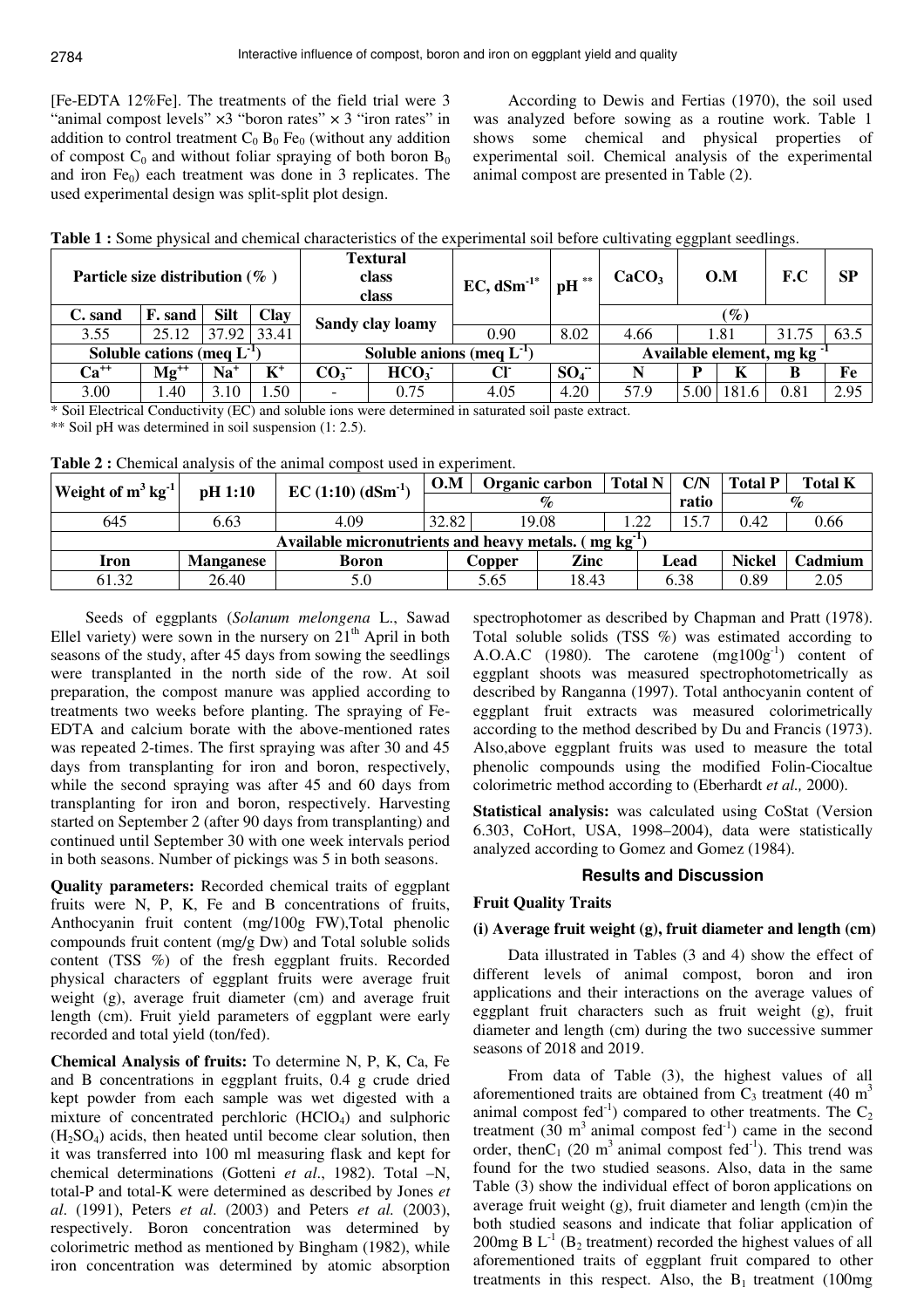[Fe-EDTA 12%Fe]. The treatments of the field trial were 3 "animal compost levels" ×3 "boron rates" × 3 "iron rates" in addition to control treatment $C_0$ $B_0$ $Fe_0$ (without any addition of compost $C_0$ and without foliar spraying of both boron $B_0$ and iron $Fe_0$) each treatment was done in 3 replicates. The used experimental design was split-split plot design.

According to Dewis and Fertias (1970), the soil used was analyzed before sowing as a routine work. Table 1 shows some chemical and physical properties of experimental soil. Chemical analysis of the experimental animal compost are presented in Table (2).

**Table 1 :** Some physical and chemical characteristics of the experimental soil before cultivating eggplant seedlings.

| Particle size distribution (%) | | | | Textural class | | $EC, dSm^{-1}$* | pH ** | $CaCO_3$ | O.M | | F.C | SP |
|---|---|---|---|---|---|---|---|---|---|---|---|---|
| C. sand | F. sand | Silt | Clay | Sandy clay loamy | | | | (%) | | | | |
| 3.55 | 25.12 | 37.92 | 33.41 | | | 0.90 | 8.02 | 4.66 | 1.81 | | 31.75 | 63.5 |
| Soluble cations (meq $L^{-1}$) | | | | Soluble anions (meq $L^{-1}$) | | | | Available element, mg $kg^{-1}$ | | | | |
| $Ca^{++}$ | $Mg^{++}$ | $Na^{+}$ | $K^{+}$ | $CO_3^{--}$ | $HCO_3^{-}$ | $Cl^{-}$ | $SO_4^{--}$ | N | P | K | B | Fe |
| 3.00 | 1.40 | 3.10 | 1.50 | - | 0.75 | 4.05 | 4.20 | 57.9 | 5.00 | 181.6 | 0.81 | 2.95 |

\* Soil Electrical Conductivity (EC) and soluble ions were determined in saturated soil paste extract.

\*\* Soil pH was determined in soil suspension (1: 2.5).

**Table 2 :** Chemical analysis of the animal compost used in experiment.

| Weight of $m^3$ $kg^{-1}$ | pH 1:10 | EC (1:10) ($dSm^{-1}$) | O.M | Organic carbon | Total N | C/N ratio | Total P | Total K |
|---|---|---|---|---|---|---|---|---|
| | | | % | | | | % | |
| 645 | 6.63 | 4.09 | 32.82 | 19.08 | 1.22 | 15.7 | 0.42 | 0.66 |
| Available micronutrients and heavy metals. ( mg $kg^{-1}$) | | | | | | | | |
| Iron | Manganese | Boron | Copper | Zinc | | Lead | Nickel | Cadmium |
| 61.32 | 26.40 | 5.0 | 5.65 | 18.43 | | 6.38 | 0.89 | 2.05 |

Seeds of eggplants (*Solanum melongena* L., Sawad Ellel variety) were sown in the nursery on 21[th] April in both seasons of the study, after 45 days from sowing the seedlings were transplanted in the north side of the row. At soil preparation, the compost manure was applied according to treatments two weeks before planting. The spraying of Fe-EDTA and calcium borate with the above-mentioned rates was repeated 2-times. The first spraying was after 30 and 45 days from transplanting for iron and boron, respectively, while the second spraying was after 45 and 60 days from transplanting for iron and boron, respectively. Harvesting started on September 2 (after 90 days from transplanting) and continued until September 30 with one week intervals period in both seasons. Number of pickings was 5 in both seasons.

**Quality parameters:** Recorded chemical traits of eggplant fruits were N, P, K, Fe and B concentrations of fruits, Anthocyanin fruit content (mg/100g FW),Total phenolic compounds fruit content (mg/g Dw) and Total soluble solids content (TSS %) of the fresh eggplant fruits. Recorded physical characters of eggplant fruits were average fruit weight (g), average fruit diameter (cm) and average fruit length (cm). Fruit yield parameters of eggplant were early recorded and total yield (ton/fed).

**Chemical Analysis of fruits:** To determine N, P, K, Ca, Fe and B concentrations in eggplant fruits, 0.4 g crude dried kept powder from each sample was wet digested with a mixture of concentrated perchloric ($HClO_4$) and sulphoric ($H_2SO_4$) acids, then heated until become clear solution, then it was transferred into 100 ml measuring flask and kept for chemical determinations (Gotteni *et al*., 1982). Total –N, total-P and total-K were determined as described by Jones *et al*. (1991), Peters *et al*. (2003) and Peters *et al.* (2003), respectively. Boron concentration was determined by colorimetric method as mentioned by Bingham (1982), while iron concentration was determined by atomic absorption spectrophotomer as described by Chapman and Pratt (1978). Total soluble solids (TSS %) was estimated according to A.O.A.C (1980). The carotene ($mg100g^{-1}$) content of eggplant shoots was measured spectrophotometrically as described by Ranganna (1997). Total anthocyanin content of eggplant fruit extracts was measured colorimetrically according to the method described by Du and Francis (1973). Also,above eggplant fruits was used to measure the total phenolic compounds using the modified Folin-Ciocaltue colorimetric method according to (Eberhardt *et al.,* 2000).

**Statistical analysis:** was calculated using CoStat (Version 6.303, CoHort, USA, 1998–2004), data were statistically analyzed according to Gomez and Gomez (1984).

## Results and Discussion

### Fruit Quality Traits

#### (i) Average fruit weight (g), fruit diameter and length (cm)

Data illustrated in Tables (3 and 4) show the effect of different levels of animal compost, boron and iron applications and their interactions on the average values of eggplant fruit characters such as fruit weight (g), fruit diameter and length (cm) during the two successive summer seasons of 2018 and 2019.

From data of Table (3), the highest values of all aforementioned traits are obtained from $C_3$ treatment (40 $m^3$ animal compost $fed^{-1}$) compared to other treatments. The $C_2$ treatment (30 $m^3$ animal compost $fed^{-1}$) came in the second order, then$C_1$ (20 $m^3$ animal compost $fed^{-1}$). This trend was found for the two studied seasons. Also, data in the same Table (3) show the individual effect of boron applications on average fruit weight (g), fruit diameter and length (cm)in the both studied seasons and indicate that foliar application of 200mg B $L^{-1}$ ($B_2$ treatment) recorded the highest values of all aforementioned traits of eggplant fruit compared to other treatments in this respect. Also, the $B_1$ treatment (100mg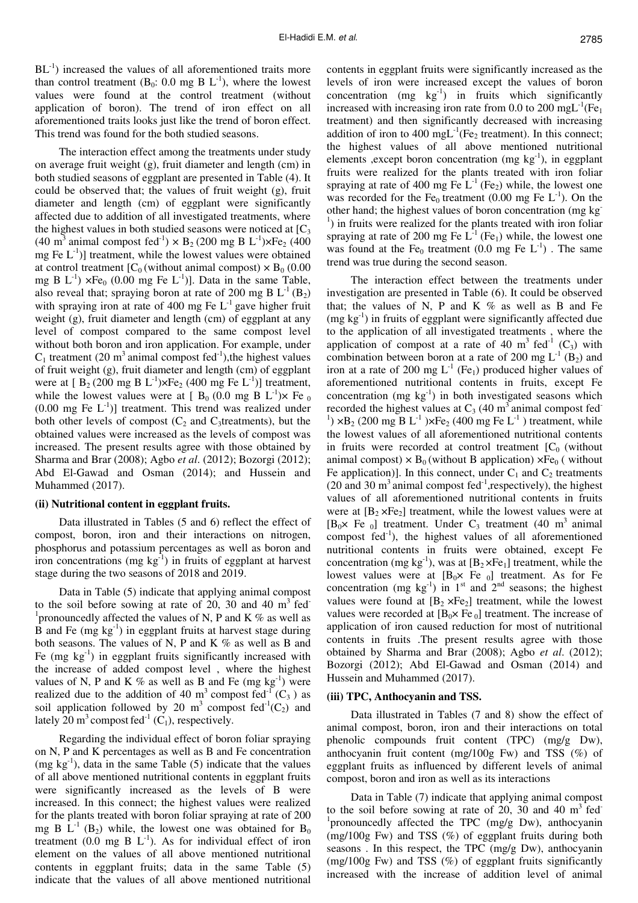$BL^{-1}$) increased the values of all aforementioned traits more than control treatment ($B_0$: 0.0 mg B $L^{-1}$), where the lowest values were found at the control treatment (without application of boron). The trend of iron effect on all aforementioned traits looks just like the trend of boron effect. This trend was found for the both studied seasons.

The interaction effect among the treatments under study on average fruit weight (g), fruit diameter and length (cm) in both studied seasons of eggplant are presented in Table (4). It could be observed that; the values of fruit weight (g), fruit diameter and length (cm) of eggplant were significantly affected due to addition of all investigated treatments, where the highest values in both studied seasons were noticed at [$C_3$ (40 $m^3$ animal compost $fed^{-1}$) × $B_2$ (200 mg B $L^{-1}$)×$Fe_2$ (400 mg Fe $L^{-1}$)] treatment, while the lowest values were obtained at control treatment [$C_0$ (without animal compost) × $B_0$ (0.00 mg B $L^{-1}$) ×$Fe_0$ (0.00 mg Fe $L^{-1}$)]. Data in the same Table, also reveal that; spraying boron at rate of 200 mg B $L^{-1}$ ($B_2$) with spraying iron at rate of 400 mg Fe $L^{-1}$ gave higher fruit weight (g), fruit diameter and length (cm) of eggplant at any level of compost compared to the same compost level without both boron and iron application. For example, under $C_1$ treatment (20 $m^3$ animal compost $fed^{-1}$),the highest values of fruit weight (g), fruit diameter and length (cm) of eggplant were at [ $B_2$ (200 mg B $L^{-1}$)×$Fe_2$ (400 mg Fe $L^{-1}$)] treatment, while the lowest values were at [ $B_0$ (0.0 mg B $L^{-1}$)× $Fe_0$ (0.00 mg Fe $L^{-1}$)] treatment. This trend was realized under both other levels of compost ($C_2$ and $C_3$treatments), but the obtained values were increased as the levels of compost was increased. The present results agree with those obtained by Sharma and Brar (2008); Agbo *et al*. (2012); Bozorgi (2012); Abd El-Gawad and Osman (2014); and Hussein and Muhammed (2017).

### (ii) Nutritional content in eggplant fruits.

Data illustrated in Tables (5 and 6) reflect the effect of compost, boron, iron and their interactions on nitrogen, phosphorus and potassium percentages as well as boron and iron concentrations (mg $kg^{-1}$) in fruits of eggplant at harvest stage during the two seasons of 2018 and 2019.

Data in Table (5) indicate that applying animal compost to the soil before sowing at rate of 20, 30 and 40 $m^3$ $fed^{-1}$pronouncedly affected the values of N, P and K % as well as B and Fe (mg $kg^{-1}$) in eggplant fruits at harvest stage during both seasons. The values of N, P and K % as well as B and Fe (mg $kg^{-1}$) in eggplant fruits significantly increased with the increase of added compost level , where the highest values of N, P and K % as well as B and Fe (mg $kg^{-1}$) were realized due to the addition of 40 $m^3$ compost $fed^{-1}$ ($C_3$ ) as soil application followed by 20 $m^3$ compost $fed^{-1}$($C_2$) and lately 20 $m^3$ compost $fed^{-1}$ ($C_1$), respectively.

Regarding the individual effect of boron foliar spraying on N, P and K percentages as well as B and Fe concentration (mg $kg^{-1}$), data in the same Table (5) indicate that the values of all above mentioned nutritional contents in eggplant fruits were significantly increased as the levels of B were increased. In this connect; the highest values were realized for the plants treated with boron foliar spraying at rate of 200 mg B $L^{-1}$ ($B_2$) while, the lowest one was obtained for $B_0$ treatment (0.0 mg B $L^{-1}$). As for individual effect of iron element on the values of all above mentioned nutritional contents in eggplant fruits; data in the same Table (5) indicate that the values of all above mentioned nutritional contents in eggplant fruits were significantly increased as the levels of iron were increased except the values of boron concentration (mg $kg^{-1}$) in fruits which significantly increased with increasing iron rate from 0.0 to 200 $mgL^{-1}$($Fe_1$ treatment) and then significantly decreased with increasing addition of iron to 400 $mgL^{-1}$($Fe_2$ treatment). In this connect; the highest values of all above mentioned nutritional elements ,except boron concentration (mg $kg^{-1}$), in eggplant fruits were realized for the plants treated with iron foliar spraying at rate of 400 mg Fe $L^{-1}$ ($Fe_2$) while, the lowest one was recorded for the $Fe_0$ treatment (0.00 mg Fe $L^{-1}$). On the other hand; the highest values of boron concentration (mg $kg^{-1}$) in fruits were realized for the plants treated with iron foliar spraying at rate of 200 mg Fe $L^{-1}$ ($Fe_1$) while, the lowest one was found at the $Fe_0$ treatment (0.0 mg Fe $L^{-1}$) . The same trend was true during the second season.

The interaction effect between the treatments under investigation are presented in Table (6). It could be observed that; the values of N, P and K % as well as B and Fe (mg $kg^{-1}$) in fruits of eggplant were significantly affected due to the application of all investigated treatments , where the application of compost at a rate of 40 $m^3$ $fed^{-1}$ ($C_3$) with combination between boron at a rate of 200 mg $L^{-1}$ ($B_2$) and iron at a rate of 200 mg $L^{-1}$ ($Fe_1$) produced higher values of aforementioned nutritional contents in fruits, except Fe concentration (mg $kg^{-1}$) in both investigated seasons which recorded the highest values at $C_3$ (40 $m^3$ animal compost $fed^{-1}$) ×$B_2$ (200 mg B $L^{-1}$ )×$Fe_2$ (400 mg Fe $L^{-1}$ ) treatment, while the lowest values of all aforementioned nutritional contents in fruits were recorded at control treatment [$C_0$ (without animal compost) × $B_0$ (without B application) ×$Fe_0$ ( without Fe application)]. In this connect, under $C_1$ and $C_2$ treatments (20 and 30 $m^3$ animal compost $fed^{-1}$,respectively), the highest values of all aforementioned nutritional contents in fruits were at [$B_2$ ×$Fe_2$] treatment, while the lowest values were at [$B_0$× $Fe_0$] treatment. Under $C_3$ treatment (40 $m^3$ animal compost $fed^{-1}$), the highest values of all aforementioned nutritional contents in fruits were obtained, except Fe concentration (mg $kg^{-1}$), was at [$B_2$×$Fe_1$] treatment, while the lowest values were at [$B_0$× $Fe_0$] treatment. As for Fe concentration (mg $kg^{-1}$) in 1st and 2nd seasons; the highest values were found at [$B_2$ ×$Fe_2$] treatment, while the lowest values were recorded at [$B_0$× $Fe_0$] treatment. The increase of application of iron caused reduction for most of nutritional contents in fruits .The present results agree with those obtained by Sharma and Brar (2008); Agbo *et al*. (2012); Bozorgi (2012); Abd El-Gawad and Osman (2014) and Hussein and Muhammed (2017).

### (iii) TPC, Anthocyanin and TSS.

Data illustrated in Tables (7 and 8) show the effect of animal compost, boron, iron and their interactions on total phenolic compounds fruit content (TPC) (mg/g Dw), anthocyanin fruit content (mg/100g Fw) and TSS (%) of eggplant fruits as influenced by different levels of animal compost, boron and iron as well as its interactions

Data in Table (7) indicate that applying animal compost to the soil before sowing at rate of 20, 30 and 40 $m^3$ $fed^{-1}$pronouncedly affected the TPC (mg/g Dw), anthocyanin (mg/100g Fw) and TSS (%) of eggplant fruits during both seasons . In this respect, the TPC (mg/g Dw), anthocyanin (mg/100g Fw) and TSS (%) of eggplant fruits significantly increased with the increase of addition level of animal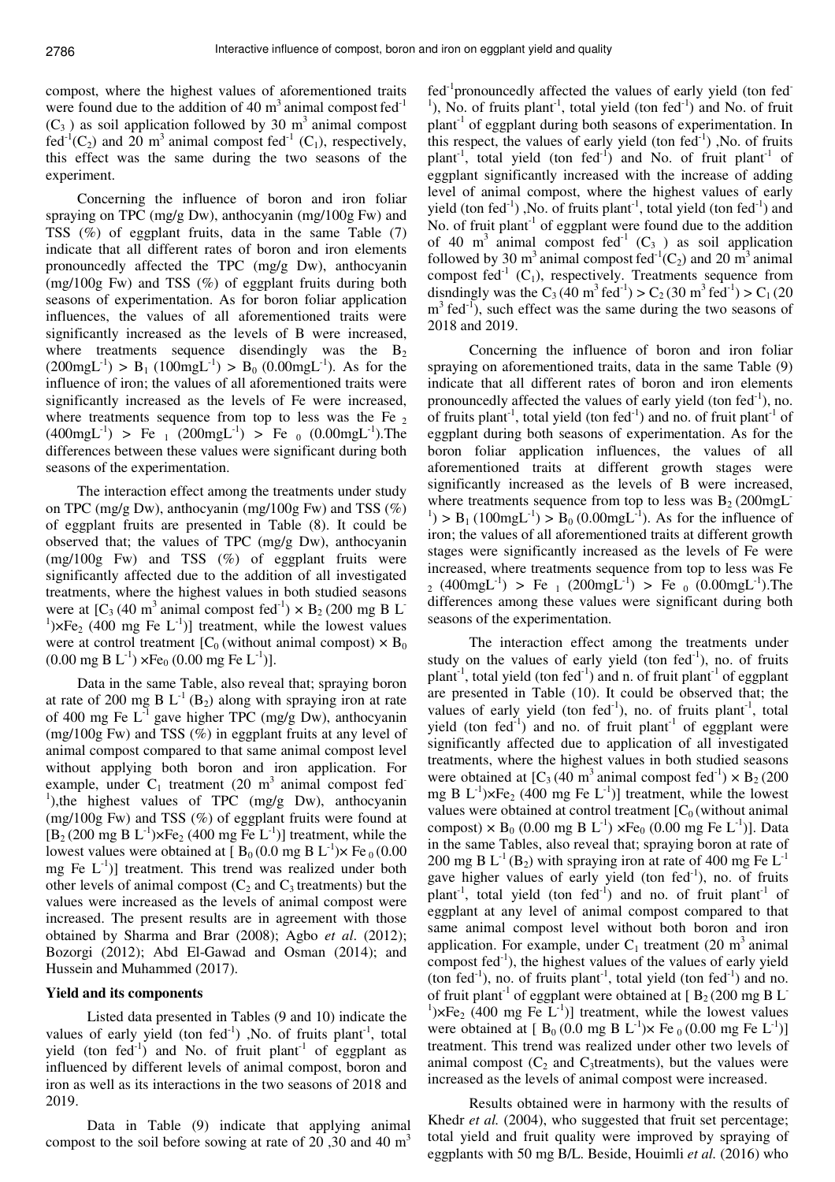compost, where the highest values of aforementioned traits were found due to the addition of 40 $m^3$ animal compost $fed^{-1}$ ($C_3$ ) as soil application followed by 30 $m^3$ animal compost $fed^{-1}$($C_2$) and 20 $m^3$ animal compost $fed^{-1}$ ($C_1$), respectively, this effect was the same during the two seasons of the experiment.

Concerning the influence of boron and iron foliar spraying on TPC (mg/g Dw), anthocyanin (mg/100g Fw) and TSS (%) of eggplant fruits, data in the same Table (7) indicate that all different rates of boron and iron elements pronouncedly affected the TPC (mg/g Dw), anthocyanin (mg/100g Fw) and TSS (%) of eggplant fruits during both seasons of experimentation. As for boron foliar application influences, the values of all aforementioned traits were significantly increased as the levels of B were increased, where treatments sequence disendingly was the $B_2$ (200mg$L^{-1}$) > $B_1$ (100mg$L^{-1}$) > $B_0$ (0.00mg$L^{-1}$). As for the influence of iron; the values of all aforementioned traits were significantly increased as the levels of Fe were increased, where treatments sequence from top to less was the $Fe_2$ (400mg$L^{-1}$) > $Fe_1$ (200mg$L^{-1}$) > $Fe_0$ (0.00mg$L^{-1}$).The differences between these values were significant during both seasons of the experimentation.

The interaction effect among the treatments under study on TPC (mg/g Dw), anthocyanin (mg/100g Fw) and TSS (%) of eggplant fruits are presented in Table (8). It could be observed that; the values of TPC (mg/g Dw), anthocyanin (mg/100g Fw) and TSS (%) of eggplant fruits were significantly affected due to the addition of all investigated treatments, where the highest values in both studied seasons were at [$C_3$ (40 $m^3$ animal compost $fed^{-1}$) × $B_2$ (200 mg B $L^{-1}$)×$Fe_2$ (400 mg Fe $L^{-1}$)] treatment, while the lowest values were at control treatment [$C_0$ (without animal compost) × $B_0$ (0.00 mg B $L^{-1}$) ×$Fe_0$ (0.00 mg Fe $L^{-1}$)].

Data in the same Table, also reveal that; spraying boron at rate of 200 mg B $L^{-1}$ ($B_2$) along with spraying iron at rate of 400 mg Fe $L^{-1}$ gave higher TPC (mg/g Dw), anthocyanin (mg/100g Fw) and TSS (%) in eggplant fruits at any level of animal compost compared to that same animal compost level without applying both boron and iron application. For example, under $C_1$ treatment (20 $m^3$ animal compost $fed^{-1}$),the highest values of TPC (mg/g Dw), anthocyanin (mg/100g Fw) and TSS (%) of eggplant fruits were found at [$B_2$ (200 mg B $L^{-1}$)×$Fe_2$ (400 mg Fe $L^{-1}$)] treatment, while the lowest values were obtained at [ $B_0$ (0.0 mg B $L^{-1}$)× $Fe_0$ (0.00 mg Fe $L^{-1}$)] treatment. This trend was realized under both other levels of animal compost ($C_2$ and $C_3$ treatments) but the values were increased as the levels of animal compost were increased. The present results are in agreement with those obtained by Sharma and Brar (2008); Agbo *et al*. (2012); Bozorgi (2012); Abd El-Gawad and Osman (2014); and Hussein and Muhammed (2017).

### Yield and its components

Listed data presented in Tables (9 and 10) indicate the values of early yield (ton $fed^{-1}$) ,No. of fruits $plant^{-1}$, total yield (ton $fed^{-1}$) and No. of fruit $plant^{-1}$ of eggplant as influenced by different levels of animal compost, boron and iron as well as its interactions in the two seasons of 2018 and 2019.

Data in Table (9) indicate that applying animal compost to the soil before sowing at rate of 20 ,30 and 40 $m^3$ $fed^{-1}$pronouncedly affected the values of early yield (ton $fed^{-1}$), No. of fruits $plant^{-1}$, total yield (ton $fed^{-1}$) and No. of fruit $plant^{-1}$ of eggplant during both seasons of experimentation. In this respect, the values of early yield (ton $fed^{-1}$) ,No. of fruits $plant^{-1}$, total yield (ton $fed^{-1}$) and No. of fruit $plant^{-1}$ of eggplant significantly increased with the increase of adding level of animal compost, where the highest values of early yield (ton $fed^{-1}$) ,No. of fruits $plant^{-1}$, total yield (ton $fed^{-1}$) and No. of fruit $plant^{-1}$ of eggplant were found due to the addition of 40 $m^3$ animal compost $fed^{-1}$ ($C_3$ ) as soil application followed by 30 $m^3$ animal compost $fed^{-1}$($C_2$) and 20 $m^3$ animal compost $fed^{-1}$ ($C_1$), respectively. Treatments sequence from disndingly was the $C_3$ (40 $m^3$ $fed^{-1}$) > $C_2$ (30 $m^3$ $fed^{-1}$) > $C_1$ (20 $m^3$ $fed^{-1}$), such effect was the same during the two seasons of 2018 and 2019.

Concerning the influence of boron and iron foliar spraying on aforementioned traits, data in the same Table (9) indicate that all different rates of boron and iron elements pronouncedly affected the values of early yield (ton $fed^{-1}$), no. of fruits $plant^{-1}$, total yield (ton $fed^{-1}$) and no. of fruit $plant^{-1}$ of eggplant during both seasons of experimentation. As for the boron foliar application influences, the values of all aforementioned traits at different growth stages were significantly increased as the levels of B were increased, where treatments sequence from top to less was $B_2$ (200mg$L^{-1}$) > $B_1$ (100mg$L^{-1}$) > $B_0$ (0.00mg$L^{-1}$). As for the influence of iron; the values of all aforementioned traits at different growth stages were significantly increased as the levels of Fe were increased, where treatments sequence from top to less was $Fe_2$ (400mg$L^{-1}$) > $Fe_1$ (200mg$L^{-1}$) > $Fe_0$ (0.00mg$L^{-1}$).The differences among these values were significant during both seasons of the experimentation.

The interaction effect among the treatments under study on the values of early yield (ton $fed^{-1}$), no. of fruits $plant^{-1}$, total yield (ton $fed^{-1}$) and n. of fruit $plant^{-1}$ of eggplant are presented in Table (10). It could be observed that; the values of early yield (ton $fed^{-1}$), no. of fruits $plant^{-1}$, total yield (ton $fed^{-1}$) and no. of fruit $plant^{-1}$ of eggplant were significantly affected due to application of all investigated treatments, where the highest values in both studied seasons were obtained at [$C_3$ (40 $m^3$ animal compost $fed^{-1}$) × $B_2$ (200 mg B $L^{-1}$)×$Fe_2$ (400 mg Fe $L^{-1}$)] treatment, while the lowest values were obtained at control treatment [$C_0$ (without animal compost) × $B_0$ (0.00 mg B $L^{-1}$) ×$Fe_0$ (0.00 mg Fe $L^{-1}$)]. Data in the same Tables, also reveal that; spraying boron at rate of 200 mg B $L^{-1}$ ($B_2$) with spraying iron at rate of 400 mg Fe $L^{-1}$ gave higher values of early yield (ton $fed^{-1}$), no. of fruits $plant^{-1}$, total yield (ton $fed^{-1}$) and no. of fruit $plant^{-1}$ of eggplant at any level of animal compost compared to that same animal compost level without both boron and iron application. For example, under $C_1$ treatment (20 $m^3$ animal compost $fed^{-1}$), the highest values of the values of early yield (ton $fed^{-1}$), no. of fruits $plant^{-1}$, total yield (ton $fed^{-1}$) and no. of fruit $plant^{-1}$ of eggplant were obtained at [ $B_2$ (200 mg B $L^{-1}$)×$Fe_2$ (400 mg Fe $L^{-1}$)] treatment, while the lowest values were obtained at [ $B_0$ (0.0 mg B $L^{-1}$)× $Fe_0$ (0.00 mg Fe $L^{-1}$)] treatment. This trend was realized under other two levels of animal compost ($C_2$ and $C_3$treatments), but the values were increased as the levels of animal compost were increased.

Results obtained were in harmony with the results of Khedr *et al.* (2004), who suggested that fruit set percentage; total yield and fruit quality were improved by spraying of eggplants with 50 mg B/L. Beside, Houimli *et al.* (2016) who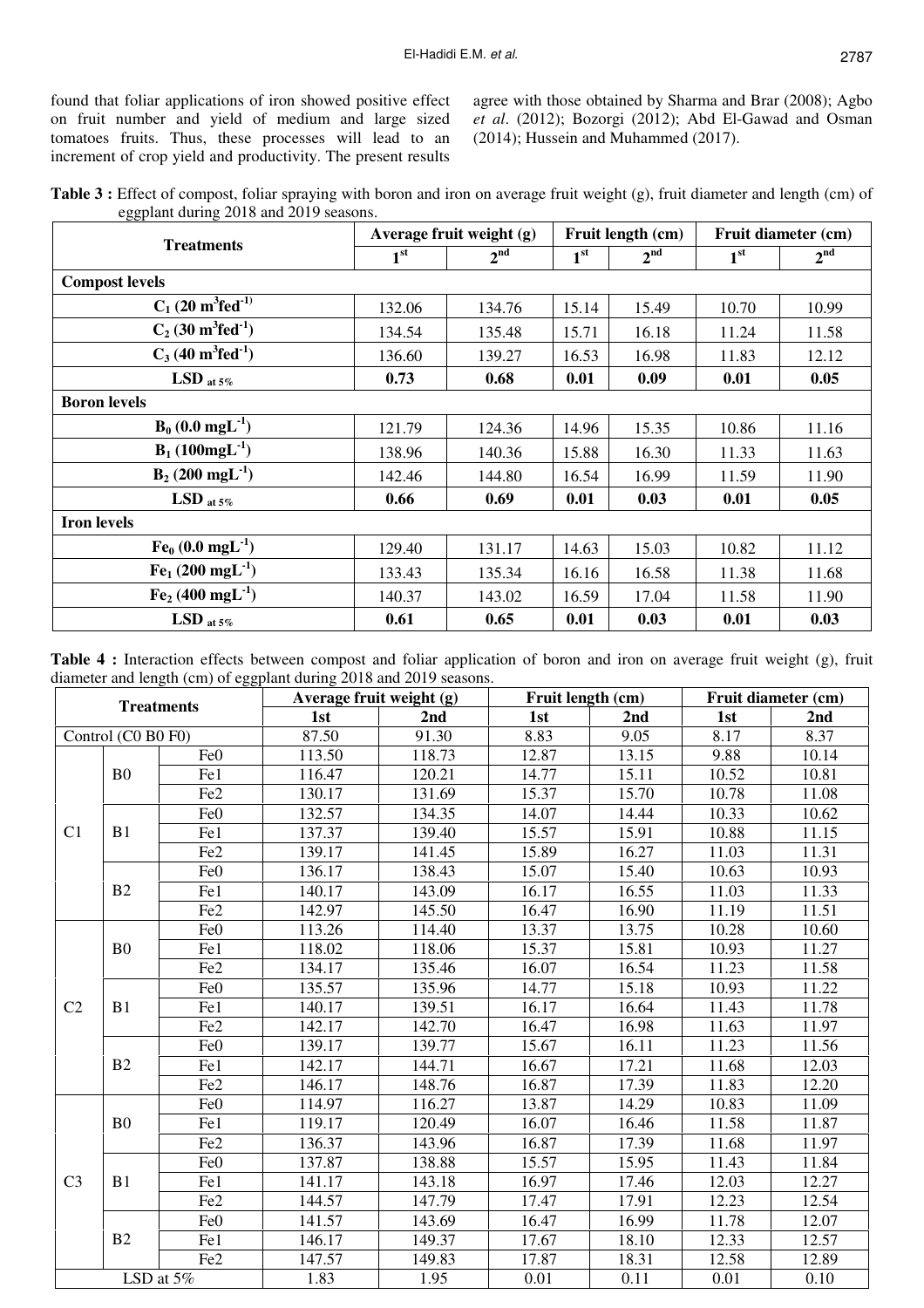found that foliar applications of iron showed positive effect on fruit number and yield of medium and large sized tomatoes fruits. Thus, these processes will lead to an increment of crop yield and productivity. The present results agree with those obtained by Sharma and Brar (2008); Agbo *et al*. (2012); Bozorgi (2012); Abd El-Gawad and Osman (2014); Hussein and Muhammed (2017).

**Table 3 :** Effect of compost, foliar spraying with boron and iron on average fruit weight (g), fruit diameter and length (cm) of eggplant during 2018 and 2019 seasons.

| Treatments | Average fruit weight (g) | | Fruit length (cm) | | Fruit diameter (cm) | |
|---|---|---|---|---|---|---|
| | 1st | 2nd | 1st | 2nd | 1st | 2nd |
| **Compost levels** | | | | | | |
| $C_1$ (20 $m^3 fed^{-1}$) | 132.06 | 134.76 | 15.14 | 15.49 | 10.70 | 10.99 |
| $C_2$ (30 $m^3 fed^{-1}$) | 134.54 | 135.48 | 15.71 | 16.18 | 11.24 | 11.58 |
| $C_3$ (40 $m^3 fed^{-1}$) | 136.60 | 139.27 | 16.53 | 16.98 | 11.83 | 12.12 |
| **LSD at 5%** | **0.73** | **0.68** | **0.01** | **0.09** | **0.01** | **0.05** |
| **Boron levels** | | | | | | |
| $B_0$ (0.0 $mgL^{-1}$) | 121.79 | 124.36 | 14.96 | 15.35 | 10.86 | 11.16 |
| $B_1$ (100 $mgL^{-1}$) | 138.96 | 140.36 | 15.88 | 16.30 | 11.33 | 11.63 |
| $B_2$ (200 $mgL^{-1}$) | 142.46 | 144.80 | 16.54 | 16.99 | 11.59 | 11.90 |
| **LSD at 5%** | **0.66** | **0.69** | **0.01** | **0.03** | **0.01** | **0.05** |
| **Iron levels** | | | | | | |
| $Fe_0$ (0.0 $mgL^{-1}$) | 129.40 | 131.17 | 14.63 | 15.03 | 10.82 | 11.12 |
| $Fe_1$ (200 $mgL^{-1}$) | 133.43 | 135.34 | 16.16 | 16.58 | 11.38 | 11.68 |
| $Fe_2$ (400 $mgL^{-1}$) | 140.37 | 143.02 | 16.59 | 17.04 | 11.58 | 11.90 |
| **LSD at 5%** | **0.61** | **0.65** | **0.01** | **0.03** | **0.01** | **0.03** |

**Table 4 :** Interaction effects between compost and foliar application of boron and iron on average fruit weight (g), fruit diameter and length (cm) of eggplant during 2018 and 2019 seasons.

| Treatments | | | Average fruit weight (g) | | Fruit length (cm) | | Fruit diameter (cm) | |
|---|---|---|---|---|---|---|---|---|
| | | | 1st | 2nd | 1st | 2nd | 1st | 2nd |
| Control (C0 B0 F0) | | | 87.50 | 91.30 | 8.83 | 9.05 | 8.17 | 8.37 |
| C1 | B0 | Fe0 | 113.50 | 118.73 | 12.87 | 13.15 | 9.88 | 10.14 |
| | | Fe1 | 116.47 | 120.21 | 14.77 | 15.11 | 10.52 | 10.81 |
| | | Fe2 | 130.17 | 131.69 | 15.37 | 15.70 | 10.78 | 11.08 |
| | B1 | Fe0 | 132.57 | 134.35 | 14.07 | 14.44 | 10.33 | 10.62 |
| | | Fe1 | 137.37 | 139.40 | 15.57 | 15.91 | 10.88 | 11.15 |
| | | Fe2 | 139.17 | 141.45 | 15.89 | 16.27 | 11.03 | 11.31 |
| | B2 | Fe0 | 136.17 | 138.43 | 15.07 | 15.40 | 10.63 | 10.93 |
| | | Fe1 | 140.17 | 143.09 | 16.17 | 16.55 | 11.03 | 11.33 |
| | | Fe2 | 142.97 | 145.50 | 16.47 | 16.90 | 11.19 | 11.51 |
| C2 | B0 | Fe0 | 113.26 | 114.40 | 13.37 | 13.75 | 10.28 | 10.60 |
| | | Fe1 | 118.02 | 118.06 | 15.37 | 15.81 | 10.93 | 11.27 |
| | | Fe2 | 134.17 | 135.46 | 16.07 | 16.54 | 11.23 | 11.58 |
| | B1 | Fe0 | 135.57 | 135.96 | 14.77 | 15.18 | 10.93 | 11.22 |
| | | Fe1 | 140.17 | 139.51 | 16.17 | 16.64 | 11.43 | 11.78 |
| | | Fe2 | 142.17 | 142.70 | 16.47 | 16.98 | 11.63 | 11.97 |
| | B2 | Fe0 | 139.17 | 139.77 | 15.67 | 16.11 | 11.23 | 11.56 |
| | | Fe1 | 142.17 | 144.71 | 16.67 | 17.21 | 11.68 | 12.03 |
| | | Fe2 | 146.17 | 148.76 | 16.87 | 17.39 | 11.83 | 12.20 |
| C3 | B0 | Fe0 | 114.97 | 116.27 | 13.87 | 14.29 | 10.83 | 11.09 |
| | | Fe1 | 119.17 | 120.49 | 16.07 | 16.46 | 11.58 | 11.87 |
| | | Fe2 | 136.37 | 143.96 | 16.87 | 17.39 | 11.68 | 11.97 |
| | B1 | Fe0 | 137.87 | 138.88 | 15.57 | 15.95 | 11.43 | 11.84 |
| | | Fe1 | 141.17 | 143.18 | 16.97 | 17.46 | 12.03 | 12.27 |
| | | Fe2 | 144.57 | 147.79 | 17.47 | 17.91 | 12.23 | 12.54 |
| | B2 | Fe0 | 141.57 | 143.69 | 16.47 | 16.99 | 11.78 | 12.07 |
| | | Fe1 | 146.17 | 149.37 | 17.67 | 18.10 | 12.33 | 12.57 |
| | | Fe2 | 147.57 | 149.83 | 17.87 | 18.31 | 12.58 | 12.89 |
| LSD at 5% | | | 1.83 | 1.95 | 0.01 | 0.11 | 0.01 | 0.10 |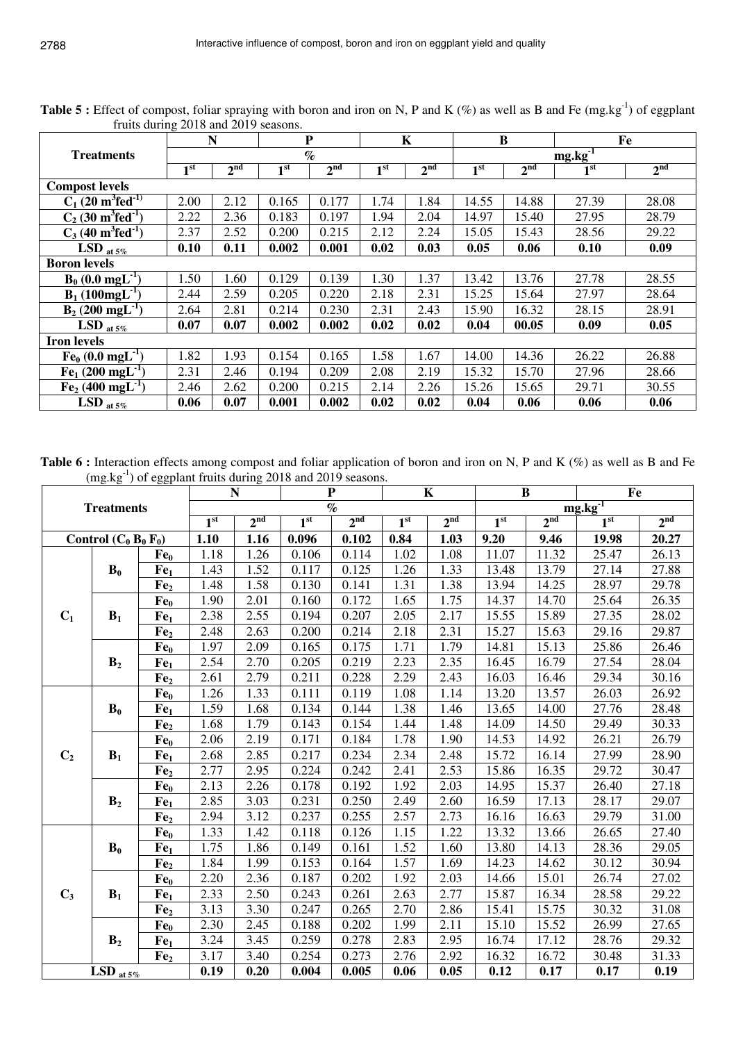**Table 5 :** Effect of compost, foliar spraying with boron and iron on N, P and K (%) as well as B and Fe (mg.kg$^{-1}$) of eggplant fruits during 2018 and 2019 seasons.

| Treatments | N | | P | | K | | B | | Fe | |
|---|---|---|---|---|---|---|---|---|---|---|
| | % | | | | | | mg.kg$^{-1}$ | | | |
| | 1$^{st}$ | 2$^{nd}$ | 1$^{st}$ | 2$^{nd}$ | 1$^{st}$ | 2$^{nd}$ | 1$^{st}$ | 2$^{nd}$ | 1$^{st}$ | 2$^{nd}$ |
| **Compost levels** | | | | | | | | | | |
| $C_1$ (20 m$^3$fed$^{-1)}$) | 2.00 | 2.12 | 0.165 | 0.177 | 1.74 | 1.84 | 14.55 | 14.88 | 27.39 | 28.08 |
| $C_2$ (30 m$^3$fed$^{-1}$) | 2.22 | 2.36 | 0.183 | 0.197 | 1.94 | 2.04 | 14.97 | 15.40 | 27.95 | 28.79 |
| $C_3$ (40 m$^3$fed$^{-1}$) | 2.37 | 2.52 | 0.200 | 0.215 | 2.12 | 2.24 | 15.05 | 15.43 | 28.56 | 29.22 |
| **LSD $_{at\ 5\%}$** | **0.10** | **0.11** | **0.002** | **0.001** | **0.02** | **0.03** | **0.05** | **0.06** | **0.10** | **0.09** |
| **Boron levels** | | | | | | | | | | |
| $B_0$ (0.0 mgL$^{-1}$) | 1.50 | 1.60 | 0.129 | 0.139 | 1.30 | 1.37 | 13.42 | 13.76 | 27.78 | 28.55 |
| $B_1$ (100mgL$^{-1}$) | 2.44 | 2.59 | 0.205 | 0.220 | 2.18 | 2.31 | 15.25 | 15.64 | 27.97 | 28.64 |
| $B_2$ (200 mgL$^{-1}$) | 2.64 | 2.81 | 0.214 | 0.230 | 2.31 | 2.43 | 15.90 | 16.32 | 28.15 | 28.91 |
| **LSD $_{at\ 5\%}$** | **0.07** | **0.07** | **0.002** | **0.002** | **0.02** | **0.02** | **0.04** | **00.05** | **0.09** | **0.05** |
| **Iron levels** | | | | | | | | | | |
| $Fe_0$ (0.0 mgL$^{-1}$) | 1.82 | 1.93 | 0.154 | 0.165 | 1.58 | 1.67 | 14.00 | 14.36 | 26.22 | 26.88 |
| $Fe_1$ (200 mgL$^{-1}$) | 2.31 | 2.46 | 0.194 | 0.209 | 2.08 | 2.19 | 15.32 | 15.70 | 27.96 | 28.66 |
| $Fe_2$ (400 mgL$^{-1}$) | 2.46 | 2.62 | 0.200 | 0.215 | 2.14 | 2.26 | 15.26 | 15.65 | 29.71 | 30.55 |
| **LSD $_{at\ 5\%}$** | **0.06** | **0.07** | **0.001** | **0.002** | **0.02** | **0.02** | **0.04** | **0.06** | **0.06** | **0.06** |

**Table 6 :** Interaction effects among compost and foliar application of boron and iron on N, P and K (%) as well as B and Fe (mg.kg$^{-1}$) of eggplant fruits during 2018 and 2019 seasons.

| Treatments | | | N | | P | | K | | B | | Fe | |
|---|---|---|---|---|---|---|---|---|---|---|---|---|
| | | | % | | | | | | mg.kg$^{-1}$ | | | |
| | | | 1$^{st}$ | 2$^{nd}$ | 1$^{st}$ | 2$^{nd}$ | 1$^{st}$ | 2$^{nd}$ | 1$^{st}$ | 2$^{nd}$ | 1$^{st}$ | 2$^{nd}$ |
| **Control ($C_0$ $B_0$ $F_0$)** | | | **1.10** | **1.16** | **0.096** | **0.102** | **0.84** | **1.03** | **9.20** | **9.46** | **19.98** | **20.27** |
| $C_1$ | $B_0$ | $Fe_0$ | 1.18 | 1.26 | 0.106 | 0.114 | 1.02 | 1.08 | 11.07 | 11.32 | 25.47 | 26.13 |
| | | $Fe_1$ | 1.43 | 1.52 | 0.117 | 0.125 | 1.26 | 1.33 | 13.48 | 13.79 | 27.14 | 27.88 |
| | | $Fe_2$ | 1.48 | 1.58 | 0.130 | 0.141 | 1.31 | 1.38 | 13.94 | 14.25 | 28.97 | 29.78 |
| | $B_1$ | $Fe_0$ | 1.90 | 2.01 | 0.160 | 0.172 | 1.65 | 1.75 | 14.37 | 14.70 | 25.64 | 26.35 |
| | | $Fe_1$ | 2.38 | 2.55 | 0.194 | 0.207 | 2.05 | 2.17 | 15.55 | 15.89 | 27.35 | 28.02 |
| | | $Fe_2$ | 2.48 | 2.63 | 0.200 | 0.214 | 2.18 | 2.31 | 15.27 | 15.63 | 29.16 | 29.87 |
| | $B_2$ | $Fe_0$ | 1.97 | 2.09 | 0.165 | 0.175 | 1.71 | 1.79 | 14.81 | 15.13 | 25.86 | 26.46 |
| | | $Fe_1$ | 2.54 | 2.70 | 0.205 | 0.219 | 2.23 | 2.35 | 16.45 | 16.79 | 27.54 | 28.04 |
| | | $Fe_2$ | 2.61 | 2.79 | 0.211 | 0.228 | 2.29 | 2.43 | 16.03 | 16.46 | 29.34 | 30.16 |
| $C_2$ | $B_0$ | $Fe_0$ | 1.26 | 1.33 | 0.111 | 0.119 | 1.08 | 1.14 | 13.20 | 13.57 | 26.03 | 26.92 |
| | | $Fe_1$ | 1.59 | 1.68 | 0.134 | 0.144 | 1.38 | 1.46 | 13.65 | 14.00 | 27.76 | 28.48 |
| | | $Fe_2$ | 1.68 | 1.79 | 0.143 | 0.154 | 1.44 | 1.48 | 14.09 | 14.50 | 29.49 | 30.33 |
| | $B_1$ | $Fe_0$ | 2.06 | 2.19 | 0.171 | 0.184 | 1.78 | 1.90 | 14.53 | 14.92 | 26.21 | 26.79 |
| | | $Fe_1$ | 2.68 | 2.85 | 0.217 | 0.234 | 2.34 | 2.48 | 15.72 | 16.14 | 27.99 | 28.90 |
| | | $Fe_2$ | 2.77 | 2.95 | 0.224 | 0.242 | 2.41 | 2.53 | 15.86 | 16.35 | 29.72 | 30.47 |
| | $B_2$ | $Fe_0$ | 2.13 | 2.26 | 0.178 | 0.192 | 1.92 | 2.03 | 14.95 | 15.37 | 26.40 | 27.18 |
| | | $Fe_1$ | 2.85 | 3.03 | 0.231 | 0.250 | 2.49 | 2.60 | 16.59 | 17.13 | 28.17 | 29.07 |
| | | $Fe_2$ | 2.94 | 3.12 | 0.237 | 0.255 | 2.57 | 2.73 | 16.16 | 16.63 | 29.79 | 31.00 |
| $C_3$ | $B_0$ | $Fe_0$ | 1.33 | 1.42 | 0.118 | 0.126 | 1.15 | 1.22 | 13.32 | 13.66 | 26.65 | 27.40 |
| | | $Fe_1$ | 1.75 | 1.86 | 0.149 | 0.161 | 1.52 | 1.60 | 13.80 | 14.13 | 28.36 | 29.05 |
| | | $Fe_2$ | 1.84 | 1.99 | 0.153 | 0.164 | 1.57 | 1.69 | 14.23 | 14.62 | 30.12 | 30.94 |
| | $B_1$ | $Fe_0$ | 2.20 | 2.36 | 0.187 | 0.202 | 1.92 | 2.03 | 14.66 | 15.01 | 26.74 | 27.02 |
| | | $Fe_1$ | 2.33 | 2.50 | 0.243 | 0.261 | 2.63 | 2.77 | 15.87 | 16.34 | 28.58 | 29.22 |
| | | $Fe_2$ | 3.13 | 3.30 | 0.247 | 0.265 | 2.70 | 2.86 | 15.41 | 15.75 | 30.32 | 31.08 |
| | $B_2$ | $Fe_0$ | 2.30 | 2.45 | 0.188 | 0.202 | 1.99 | 2.11 | 15.10 | 15.52 | 26.99 | 27.65 |
| | | $Fe_1$ | 3.24 | 3.45 | 0.259 | 0.278 | 2.83 | 2.95 | 16.74 | 17.12 | 28.76 | 29.32 |
| | | $Fe_2$ | 3.17 | 3.40 | 0.254 | 0.273 | 2.76 | 2.92 | 16.32 | 16.72 | 30.48 | 31.33 |
| **LSD $_{at\ 5\%}$** | | | **0.19** | **0.20** | **0.004** | **0.005** | **0.06** | **0.05** | **0.12** | **0.17** | **0.17** | **0.19** |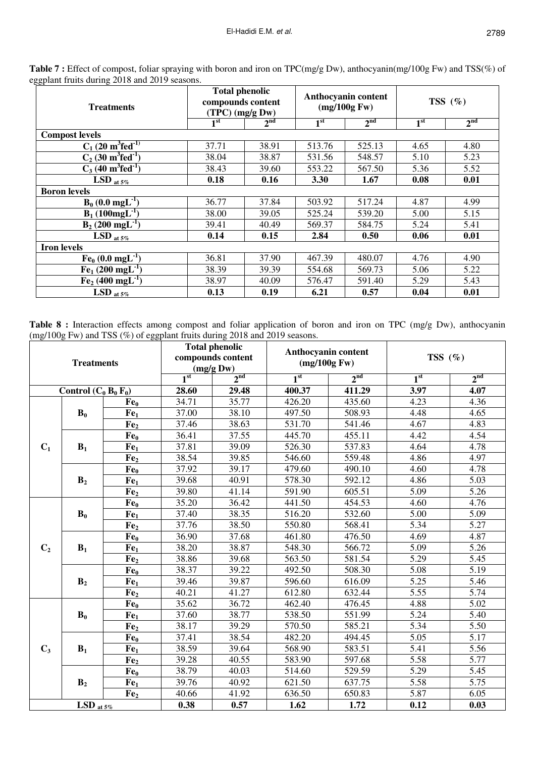**Table 7 :** Effect of compost, foliar spraying with boron and iron on TPC(mg/g Dw), anthocyanin(mg/100g Fw) and TSS(%) of eggplant fruits during 2018 and 2019 seasons.

| Treatments | Total phenolic compounds content (TPC) (mg/g Dw) | | Anthocyanin content (mg/100g Fw) | | TSS (%) | |
|---|---|---|---|---|---|---|
| | 1st | 2nd | 1st | 2nd | 1st | 2nd |
| **Compost levels** | | | | | | |
| $C_1$ (20 $m^3fed^{-1}$) | 37.71 | 38.91 | 513.76 | 525.13 | 4.65 | 4.80 |
| $C_2$ (30 $m^3fed^{-1}$) | 38.04 | 38.87 | 531.56 | 548.57 | 5.10 | 5.23 |
| $C_3$ (40 $m^3fed^{-1}$) | 38.43 | 39.60 | 553.22 | 567.50 | 5.36 | 5.52 |
| **$LSD_{at\ 5\%}$** | **0.18** | **0.16** | **3.30** | **1.67** | **0.08** | **0.01** |
| **Boron levels** | | | | | | |
| $B_0$ (0.0 $mgL^{-1}$) | 36.77 | 37.84 | 503.92 | 517.24 | 4.87 | 4.99 |
| $B_1$ (100$mgL^{-1}$) | 38.00 | 39.05 | 525.24 | 539.20 | 5.00 | 5.15 |
| $B_2$ (200 $mgL^{-1}$) | 39.41 | 40.49 | 569.37 | 584.75 | 5.24 | 5.41 |
| **$LSD_{at\ 5\%}$** | **0.14** | **0.15** | **2.84** | **0.50** | **0.06** | **0.01** |
| **Iron levels** | | | | | | |
| $Fe_0$ (0.0 $mgL^{-1}$) | 36.81 | 37.90 | 467.39 | 480.07 | 4.76 | 4.90 |
| $Fe_1$ (200 $mgL^{-1}$) | 38.39 | 39.39 | 554.68 | 569.73 | 5.06 | 5.22 |
| $Fe_2$ (400 $mgL^{-1}$) | 38.97 | 40.09 | 576.47 | 591.40 | 5.29 | 5.43 |
| **$LSD_{at\ 5\%}$** | **0.13** | **0.19** | **6.21** | **0.57** | **0.04** | **0.01** |

**Table 8 :** Interaction effects among compost and foliar application of boron and iron on TPC (mg/g Dw), anthocyanin (mg/100g Fw) and TSS (%) of eggplant fruits during 2018 and 2019 seasons.

| Treatments | | | Total phenolic compounds content (mg/g Dw) | | Anthocyanin content (mg/100g Fw) | | TSS (%) | |
|---|---|---|---|---|---|---|---|---|
| | | | 1st | 2nd | 1st | 2nd | 1st | 2nd |
| **Control ($C_0$ $B_0$ $F_0$)** | | | **28.60** | **29.48** | **400.37** | **411.29** | **3.97** | **4.07** |
| $C_1$ | $B_0$ | $Fe_0$ | 34.71 | 35.77 | 426.20 | 435.60 | 4.23 | 4.36 |
| | | $Fe_1$ | 37.00 | 38.10 | 497.50 | 508.93 | 4.48 | 4.65 |
| | | $Fe_2$ | 37.46 | 38.63 | 531.70 | 541.46 | 4.67 | 4.83 |
| | $B_1$ | $Fe_0$ | 36.41 | 37.55 | 445.70 | 455.11 | 4.42 | 4.54 |
| | | $Fe_1$ | 37.81 | 39.09 | 526.30 | 537.83 | 4.64 | 4.78 |
| | | $Fe_2$ | 38.54 | 39.85 | 546.60 | 559.48 | 4.86 | 4.97 |
| | $B_2$ | $Fe_0$ | 37.92 | 39.17 | 479.60 | 490.10 | 4.60 | 4.78 |
| | | $Fe_1$ | 39.68 | 40.91 | 578.30 | 592.12 | 4.86 | 5.03 |
| | | $Fe_2$ | 39.80 | 41.14 | 591.90 | 605.51 | 5.09 | 5.26 |
| $C_2$ | $B_0$ | $Fe_0$ | 35.20 | 36.42 | 441.50 | 454.53 | 4.60 | 4.76 |
| | | $Fe_1$ | 37.40 | 38.35 | 516.20 | 532.60 | 5.00 | 5.09 |
| | | $Fe_2$ | 37.76 | 38.50 | 550.80 | 568.41 | 5.34 | 5.27 |
| | $B_1$ | $Fe_0$ | 36.90 | 37.68 | 461.80 | 476.50 | 4.69 | 4.87 |
| | | $Fe_1$ | 38.20 | 38.87 | 548.30 | 566.72 | 5.09 | 5.26 |
| | | $Fe_2$ | 38.86 | 39.68 | 563.50 | 581.54 | 5.29 | 5.45 |
| | $B_2$ | $Fe_0$ | 38.37 | 39.22 | 492.50 | 508.30 | 5.08 | 5.19 |
| | | $Fe_1$ | 39.46 | 39.87 | 596.60 | 616.09 | 5.25 | 5.46 |
| | | $Fe_2$ | 40.21 | 41.27 | 612.80 | 632.44 | 5.55 | 5.74 |
| $C_3$ | $B_0$ | $Fe_0$ | 35.62 | 36.72 | 462.40 | 476.45 | 4.88 | 5.02 |
| | | $Fe_1$ | 37.60 | 38.77 | 538.50 | 551.99 | 5.24 | 5.40 |
| | | $Fe_2$ | 38.17 | 39.29 | 570.50 | 585.21 | 5.34 | 5.50 |
| | $B_1$ | $Fe_0$ | 37.41 | 38.54 | 482.20 | 494.45 | 5.05 | 5.17 |
| | | $Fe_1$ | 38.59 | 39.64 | 568.90 | 583.51 | 5.41 | 5.56 |
| | | $Fe_2$ | 39.28 | 40.55 | 583.90 | 597.68 | 5.58 | 5.77 |
| | $B_2$ | $Fe_0$ | 38.79 | 40.03 | 514.60 | 529.59 | 5.29 | 5.45 |
| | | $Fe_1$ | 39.76 | 40.92 | 621.50 | 637.75 | 5.58 | 5.75 |
| | | $Fe_2$ | 40.66 | 41.92 | 636.50 | 650.83 | 5.87 | 6.05 |
| **$LSD_{at\ 5\%}$** | | | **0.38** | **0.57** | **1.62** | **1.72** | **0.12** | **0.03** |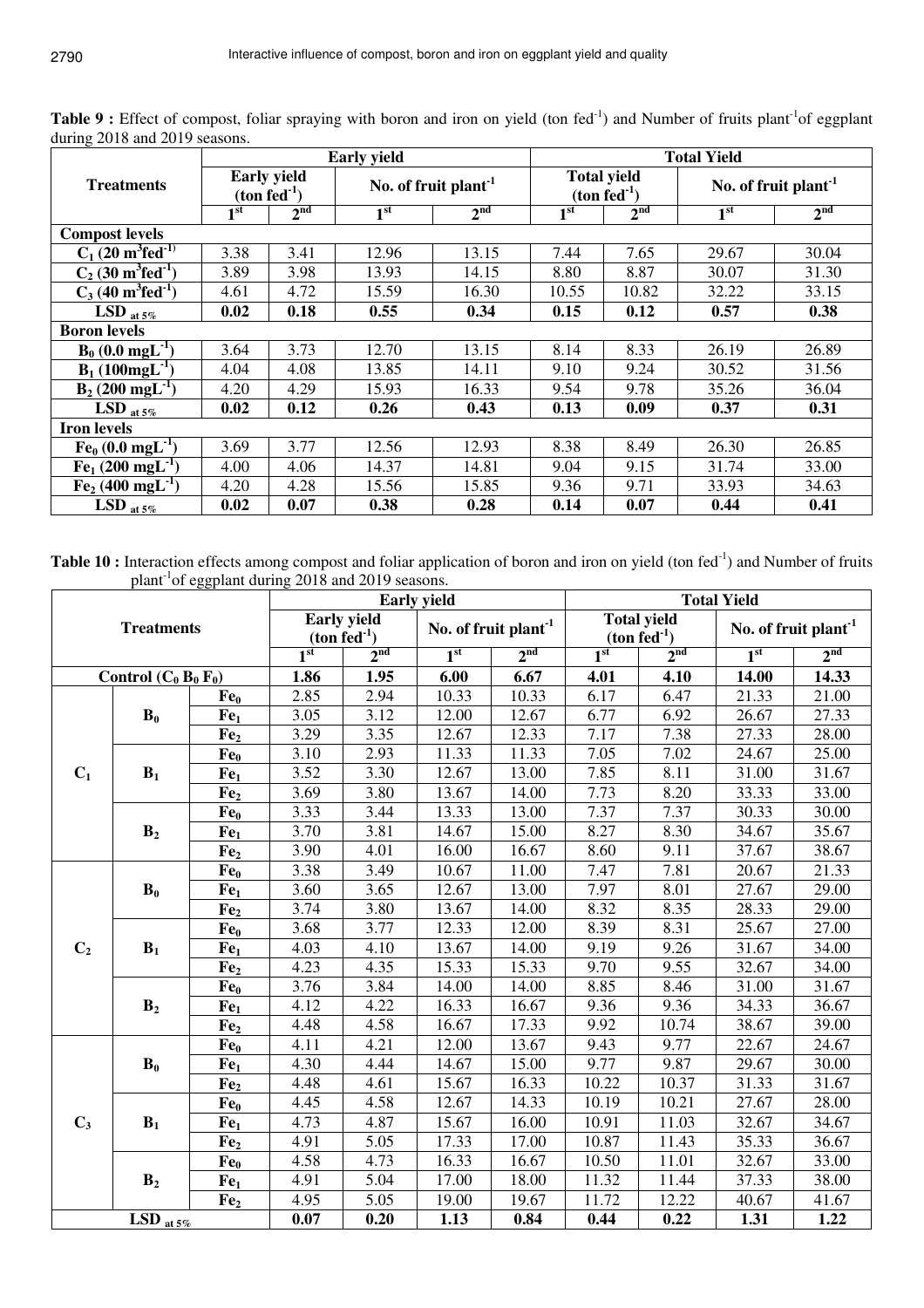**Table 9 :** Effect of compost, foliar spraying with boron and iron on yield (ton $fed^{-1}$) and Number of fruits $plant^{-1}$ of eggplant during 2018 and 2019 seasons.

| Treatments | Early yield | | | | Total Yield | | | |
|---|---|---|---|---|---|---|---|---|
| | Early yield (ton $fed^{-1}$) | | No. of fruit $plant^{-1}$ | | Total yield (ton $fed^{-1}$) | | No. of fruit $plant^{-1}$ | |
| | $1^{st}$ | $2^{nd}$ | $1^{st}$ | $2^{nd}$ | $1^{st}$ | $2^{nd}$ | $1^{st}$ | $2^{nd}$ |
| **Compost levels** | | | | | | | | |
| $C_1$ (20 $m^3 fed^{-1}$) | 3.38 | 3.41 | 12.96 | 13.15 | 7.44 | 7.65 | 29.67 | 30.04 |
| $C_2$ (30 $m^3 fed^{-1}$) | 3.89 | 3.98 | 13.93 | 14.15 | 8.80 | 8.87 | 30.07 | 31.30 |
| $C_3$ (40 $m^3 fed^{-1}$) | 4.61 | 4.72 | 15.59 | 16.30 | 10.55 | 10.82 | 32.22 | 33.15 |
| **LSD at 5%** | **0.02** | **0.18** | **0.55** | **0.34** | **0.15** | **0.12** | **0.57** | **0.38** |
| **Boron levels** | | | | | | | | |
| $B_0$ (0.0 $mgL^{-1}$) | 3.64 | 3.73 | 12.70 | 13.15 | 8.14 | 8.33 | 26.19 | 26.89 |
| $B_1$ (100 $mgL^{-1}$) | 4.04 | 4.08 | 13.85 | 14.11 | 9.10 | 9.24 | 30.52 | 31.56 |
| $B_2$ (200 $mgL^{-1}$) | 4.20 | 4.29 | 15.93 | 16.33 | 9.54 | 9.78 | 35.26 | 36.04 |
| **LSD at 5%** | **0.02** | **0.12** | **0.26** | **0.43** | **0.13** | **0.09** | **0.37** | **0.31** |
| **Iron levels** | | | | | | | | |
| $Fe_0$ (0.0 $mgL^{-1}$) | 3.69 | 3.77 | 12.56 | 12.93 | 8.38 | 8.49 | 26.30 | 26.85 |
| $Fe_1$ (200 $mgL^{-1}$) | 4.00 | 4.06 | 14.37 | 14.81 | 9.04 | 9.15 | 31.74 | 33.00 |
| $Fe_2$ (400 $mgL^{-1}$) | 4.20 | 4.28 | 15.56 | 15.85 | 9.36 | 9.71 | 33.93 | 34.63 |
| **LSD at 5%** | **0.02** | **0.07** | **0.38** | **0.28** | **0.14** | **0.07** | **0.44** | **0.41** |

**Table 10 :** Interaction effects among compost and foliar application of boron and iron on yield (ton $fed^{-1}$) and Number of fruits $plant^{-1}$ of eggplant during 2018 and 2019 seasons.

| Treatments | | | Early yield | | | | Total Yield | | | |
|---|---|---|---|---|---|---|---|---|---|---|
| | | | Early yield (ton $fed^{-1}$) | | No. of fruit $plant^{-1}$ | | Total yield (ton $fed^{-1}$) | | No. of fruit $plant^{-1}$ | |
| | | | $1^{st}$ | $2^{nd}$ | $1^{st}$ | $2^{nd}$ | $1^{st}$ | $2^{nd}$ | $1^{st}$ | $2^{nd}$ |
| **Control ($C_0 B_0 F_0$)** | | | **1.86** | **1.95** | **6.00** | **6.67** | **4.01** | **4.10** | **14.00** | **14.33** |
| $C_1$ | $B_0$ | $Fe_0$ | 2.85 | 2.94 | 10.33 | 10.33 | 6.17 | 6.47 | 21.33 | 21.00 |
| | | $Fe_1$ | 3.05 | 3.12 | 12.00 | 12.67 | 6.77 | 6.92 | 26.67 | 27.33 |
| | | $Fe_2$ | 3.29 | 3.35 | 12.67 | 12.33 | 7.17 | 7.38 | 27.33 | 28.00 |
| | $B_1$ | $Fe_0$ | 3.10 | 2.93 | 11.33 | 11.33 | 7.05 | 7.02 | 24.67 | 25.00 |
| | | $Fe_1$ | 3.52 | 3.30 | 12.67 | 13.00 | 7.85 | 8.11 | 31.00 | 31.67 |
| | | $Fe_2$ | 3.69 | 3.80 | 13.67 | 14.00 | 7.73 | 8.20 | 33.33 | 33.00 |
| | $B_2$ | $Fe_0$ | 3.33 | 3.44 | 13.33 | 13.00 | 7.37 | 7.37 | 30.33 | 30.00 |
| | | $Fe_1$ | 3.70 | 3.81 | 14.67 | 15.00 | 8.27 | 8.30 | 34.67 | 35.67 |
| | | $Fe_2$ | 3.90 | 4.01 | 16.00 | 16.67 | 8.60 | 9.11 | 37.67 | 38.67 |
| $C_2$ | $B_0$ | $Fe_0$ | 3.38 | 3.49 | 10.67 | 11.00 | 7.47 | 7.81 | 20.67 | 21.33 |
| | | $Fe_1$ | 3.60 | 3.65 | 12.67 | 13.00 | 7.97 | 8.01 | 27.67 | 29.00 |
| | | $Fe_2$ | 3.74 | 3.80 | 13.67 | 14.00 | 8.32 | 8.35 | 28.33 | 29.00 |
| | $B_1$ | $Fe_0$ | 3.68 | 3.77 | 12.33 | 12.00 | 8.39 | 8.31 | 25.67 | 27.00 |
| | | $Fe_1$ | 4.03 | 4.10 | 13.67 | 14.00 | 9.19 | 9.26 | 31.67 | 34.00 |
| | | $Fe_2$ | 4.23 | 4.35 | 15.33 | 15.33 | 9.70 | 9.55 | 32.67 | 34.00 |
| | $B_2$ | $Fe_0$ | 3.76 | 3.84 | 14.00 | 14.00 | 8.85 | 8.46 | 31.00 | 31.67 |
| | | $Fe_1$ | 4.12 | 4.22 | 16.33 | 16.67 | 9.36 | 9.36 | 34.33 | 36.67 |
| | | $Fe_2$ | 4.48 | 4.58 | 16.67 | 17.33 | 9.92 | 10.74 | 38.67 | 39.00 |
| $C_3$ | $B_0$ | $Fe_0$ | 4.11 | 4.21 | 12.00 | 13.67 | 9.43 | 9.77 | 22.67 | 24.67 |
| | | $Fe_1$ | 4.30 | 4.44 | 14.67 | 15.00 | 9.77 | 9.87 | 29.67 | 30.00 |
| | | $Fe_2$ | 4.48 | 4.61 | 15.67 | 16.33 | 10.22 | 10.37 | 31.33 | 31.67 |
| | $B_1$ | $Fe_0$ | 4.45 | 4.58 | 12.67 | 14.33 | 10.19 | 10.21 | 27.67 | 28.00 |
| | | $Fe_1$ | 4.73 | 4.87 | 15.67 | 16.00 | 10.91 | 11.03 | 32.67 | 34.67 |
| | | $Fe_2$ | 4.91 | 5.05 | 17.33 | 17.00 | 10.87 | 11.43 | 35.33 | 36.67 |
| | $B_2$ | $Fe_0$ | 4.58 | 4.73 | 16.33 | 16.67 | 10.50 | 11.01 | 32.67 | 33.00 |
| | | $Fe_1$ | 4.91 | 5.04 | 17.00 | 18.00 | 11.32 | 11.44 | 37.33 | 38.00 |
| | | $Fe_2$ | 4.95 | 5.05 | 19.00 | 19.67 | 11.72 | 12.22 | 40.67 | 41.67 |
| **LSD at 5%** | | | **0.07** | **0.20** | **1.13** | **0.84** | **0.44** | **0.22** | **1.31** | **1.22** |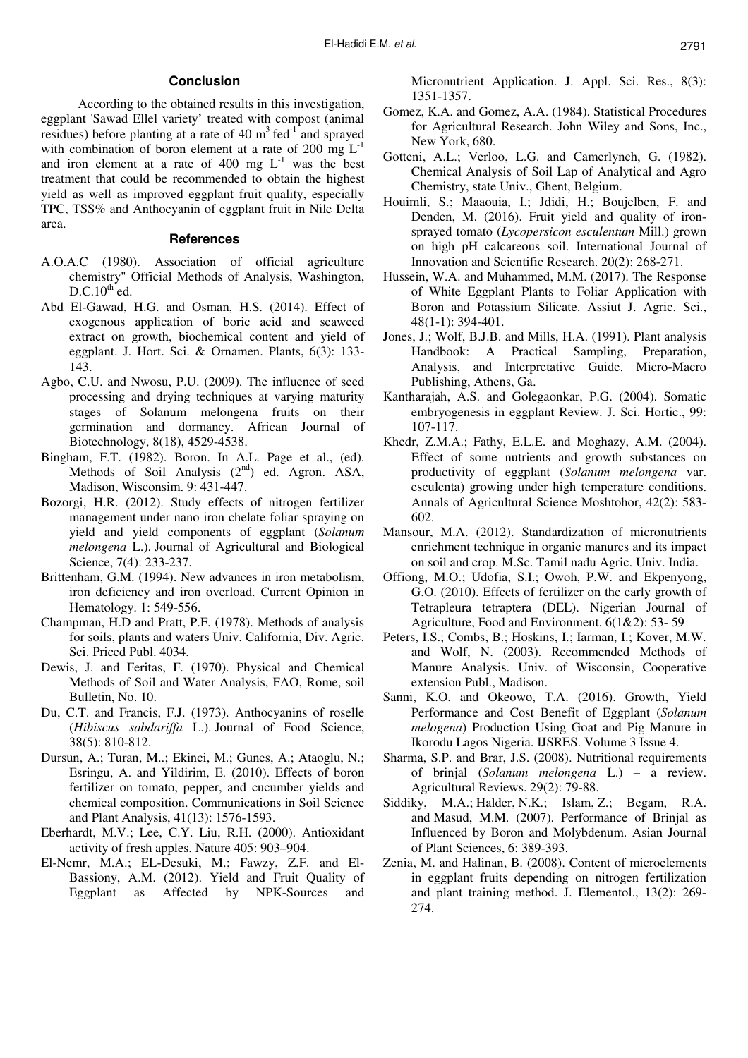## Conclusion

According to the obtained results in this investigation, eggplant 'Sawad Ellel variety' treated with compost (animal residues) before planting at a rate of 40 $m^3$ $fed^{-1}$ and sprayed with combination of boron element at a rate of 200 mg $L^{-1}$ and iron element at a rate of 400 mg $L^{-1}$ was the best treatment that could be recommended to obtain the highest yield as well as improved eggplant fruit quality, especially TPC, TSS% and Anthocyanin of eggplant fruit in Nile Delta area.

## References

A.O.A.C (1980). Association of official agriculture chemistry" Official Methods of Analysis, Washington, D.C.$10^{th}$ ed.

Abd El-Gawad, H.G. and Osman, H.S. (2014). Effect of exogenous application of boric acid and seaweed extract on growth, biochemical content and yield of eggplant. J. Hort. Sci. & Ornamen. Plants, 6(3): 133-143.

Agbo, C.U. and Nwosu, P.U. (2009). The influence of seed processing and drying techniques at varying maturity stages of Solanum melongena fruits on their germination and dormancy. African Journal of Biotechnology, 8(18), 4529-4538.

Bingham, F.T. (1982). Boron. In A.L. Page et al., (ed). Methods of Soil Analysis ($2^{nd}$) ed. Agron. ASA, Madison, Wisconsim. 9: 431-447.

Bozorgi, H.R. (2012). Study effects of nitrogen fertilizer management under nano iron chelate foliar spraying on yield and yield components of eggplant (*Solanum melongena* L.). Journal of Agricultural and Biological Science, 7(4): 233-237.

Brittenham, G.M. (1994). New advances in iron metabolism, iron deficiency and iron overload. Current Opinion in Hematology. 1: 549-556.

Champman, H.D and Pratt, P.F. (1978). Methods of analysis for soils, plants and waters Univ. California, Div. Agric. Sci. Priced Publ. 4034.

Dewis, J. and Feritas, F. (1970). Physical and Chemical Methods of Soil and Water Analysis, FAO, Rome, soil Bulletin, No. 10.

Du, C.T. and Francis, F.J. (1973). Anthocyanins of roselle (*Hibiscus sabdariffa* L.). Journal of Food Science, 38(5): 810-812.

Dursun, A.; Turan, M..; Ekinci, M.; Gunes, A.; Ataoglu, N.; Esringu, A. and Yildirim, E. (2010). Effects of boron fertilizer on tomato, pepper, and cucumber yields and chemical composition. Communications in Soil Science and Plant Analysis, 41(13): 1576-1593.

Eberhardt, M.V.; Lee, C.Y. Liu, R.H. (2000). Antioxidant activity of fresh apples. Nature 405: 903–904.

El-Nemr, M.A.; EL-Desuki, M.; Fawzy, Z.F. and El-Bassiony, A.M. (2012). Yield and Fruit Quality of Eggplant as Affected by NPK-Sources and Micronutrient Application. J. Appl. Sci. Res., 8(3): 1351-1357.

Gomez, K.A. and Gomez, A.A. (1984). Statistical Procedures for Agricultural Research. John Wiley and Sons, Inc., New York, 680.

Gotteni, A.L.; Verloo, L.G. and Camerlynch, G. (1982). Chemical Analysis of Soil Lap of Analytical and Agro Chemistry, state Univ., Ghent, Belgium.

Houimli, S.; Maaouia, I.; Jdidi, H.; Boujelben, F. and Denden, M. (2016). Fruit yield and quality of iron-sprayed tomato (*Lycopersicon esculentum* Mill.) grown on high pH calcareous soil. International Journal of Innovation and Scientific Research. 20(2): 268-271.

Hussein, W.A. and Muhammed, M.M. (2017). The Response of White Eggplant Plants to Foliar Application with Boron and Potassium Silicate. Assiut J. Agric. Sci., 48(1-1): 394-401.

Jones, J.; Wolf, B.J.B. and Mills, H.A. (1991). Plant analysis Handbook: A Practical Sampling, Preparation, Analysis, and Interpretative Guide. Micro-Macro Publishing, Athens, Ga.

Kantharajah, A.S. and Golegaonkar, P.G. (2004). Somatic embryogenesis in eggplant Review. J. Sci. Hortic., 99: 107-117.

Khedr, Z.M.A.; Fathy, E.L.E. and Moghazy, A.M. (2004). Effect of some nutrients and growth substances on productivity of eggplant (*Solanum melongena* var. esculenta) growing under high temperature conditions. Annals of Agricultural Science Moshtohor, 42(2): 583-602.

Mansour, M.A. (2012). Standardization of micronutrients enrichment technique in organic manures and its impact on soil and crop. M.Sc. Tamil nadu Agric. Univ. India.

Offiong, M.O.; Udofia, S.I.; Owoh, P.W. and Ekpenyong, G.O. (2010). Effects of fertilizer on the early growth of Tetrapleura tetraptera (DEL). Nigerian Journal of Agriculture, Food and Environment. 6(1&2): 53- 59

Peters, I.S.; Combs, B.; Hoskins, I.; Iarman, I.; Kover, M.W. and Wolf, N. (2003). Recommended Methods of Manure Analysis. Univ. of Wisconsin, Cooperative extension Publ., Madison.

Sanni, K.O. and Okeowo, T.A. (2016). Growth, Yield Performance and Cost Benefit of Eggplant (*Solanum melogena*) Production Using Goat and Pig Manure in Ikorodu Lagos Nigeria. IJSRES. Volume 3 Issue 4.

Sharma, S.P. and Brar, J.S. (2008). Nutritional requirements of brinjal (*Solanum melongena* L.) – a review. Agricultural Reviews. 29(2): 79-88.

Siddiky, M.A.; Halder, N.K.; Islam, Z.; Begam, R.A. and Masud, M.M. (2007). Performance of Brinjal as Influenced by Boron and Molybdenum. Asian Journal of Plant Sciences, 6: 389-393.

Zenia, M. and Halinan, B. (2008). Content of microelements in eggplant fruits depending on nitrogen fertilization and plant training method. J. Elementol., 13(2): 269-274.